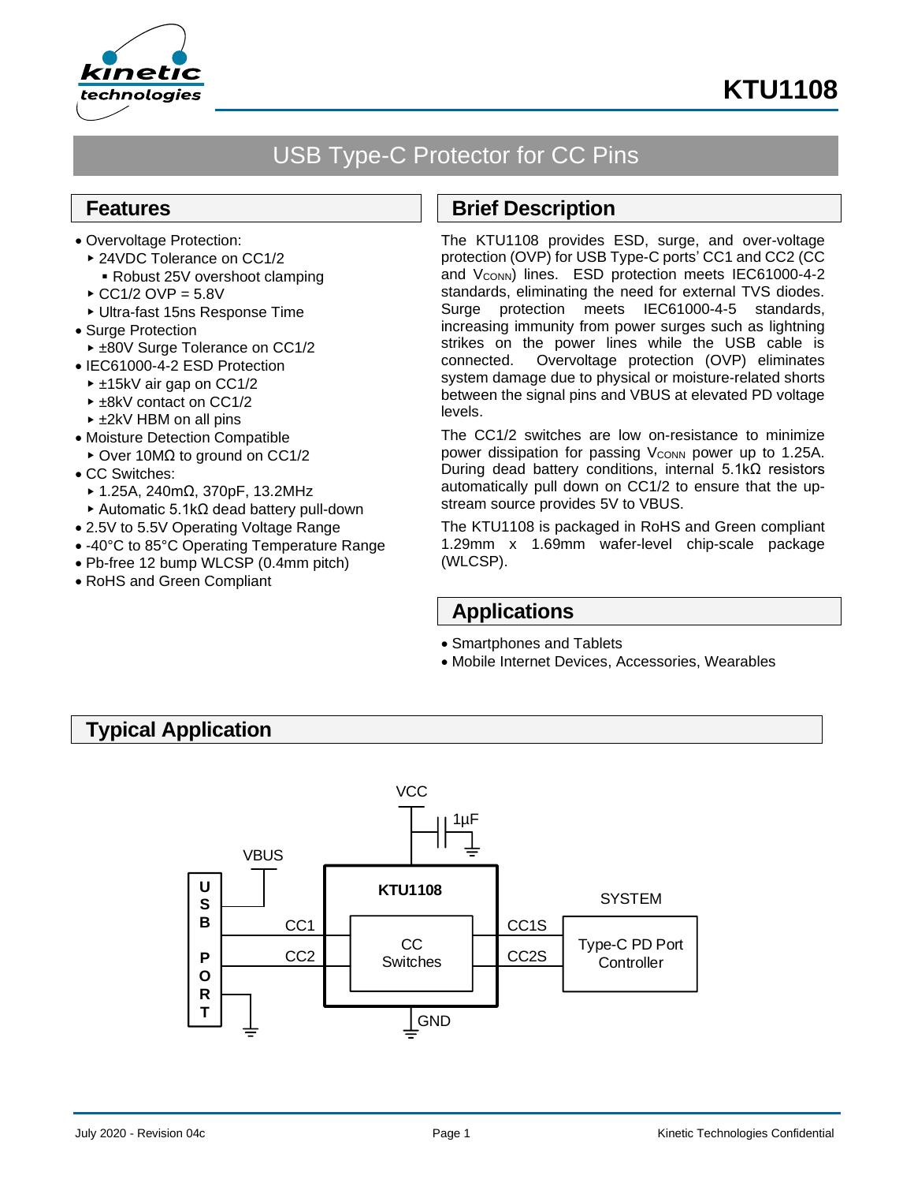# KTU1108

## USB Type-C Protector for CC Pins

## Features

- Overvoltage Protection:
  - 24VDC Tolerance on CC1/2
    - Robust 25V overshoot clamping
  - CC1/2 OVP = 5.8V
  - Ultra-fast 15ns Response Time
- Surge Protection
  - ±80V Surge Tolerance on CC1/2
- IEC61000-4-2 ESD Protection
  - ±15kV air gap on CC1/2
  - ±8kV contact on CC1/2
  - ±2kV HBM on all pins
- Moisture Detection Compatible
  - Over 10MΩ to ground on CC1/2
- CC Switches:
  - 1.25A, 240mΩ, 370pF, 13.2MHz
  - Automatic 5.1kΩ dead battery pull-down
- 2.5V to 5.5V Operating Voltage Range
- -40°C to 85°C Operating Temperature Range
- Pb-free 12 bump WLCSP (0.4mm pitch)
- RoHS and Green Compliant

## Brief Description

The KTU1108 provides ESD, surge, and over-voltage protection (OVP) for USB Type-C ports' CC1 and CC2 (CC and $V_{CONN}$) lines. ESD protection meets IEC61000-4-2 standards, eliminating the need for external TVS diodes. Surge protection meets IEC61000-4-5 standards, increasing immunity from power surges such as lightning strikes on the power lines while the USB cable is connected. Overvoltage protection (OVP) eliminates system damage due to physical or moisture-related shorts between the signal pins and VBUS at elevated PD voltage levels.

The CC1/2 switches are low on-resistance to minimize power dissipation for passing $V_{CONN}$ power up to 1.25A. During dead battery conditions, internal 5.1kΩ resistors automatically pull down on CC1/2 to ensure that the up-stream source provides 5V to VBUS.

The KTU1108 is packaged in RoHS and Green compliant 1.29mm x 1.69mm wafer-level chip-scale package (WLCSP).

## Applications

- Smartphones and Tablets
- Mobile Internet Devices, Accessories, Wearables

## Typical Application

VCC, 1µF, VBUS, USB PORT, KTU1108, CC1, CC2, CC Switches, CC1S, CC2S, GND, SYSTEM, Type-C PD Port Controller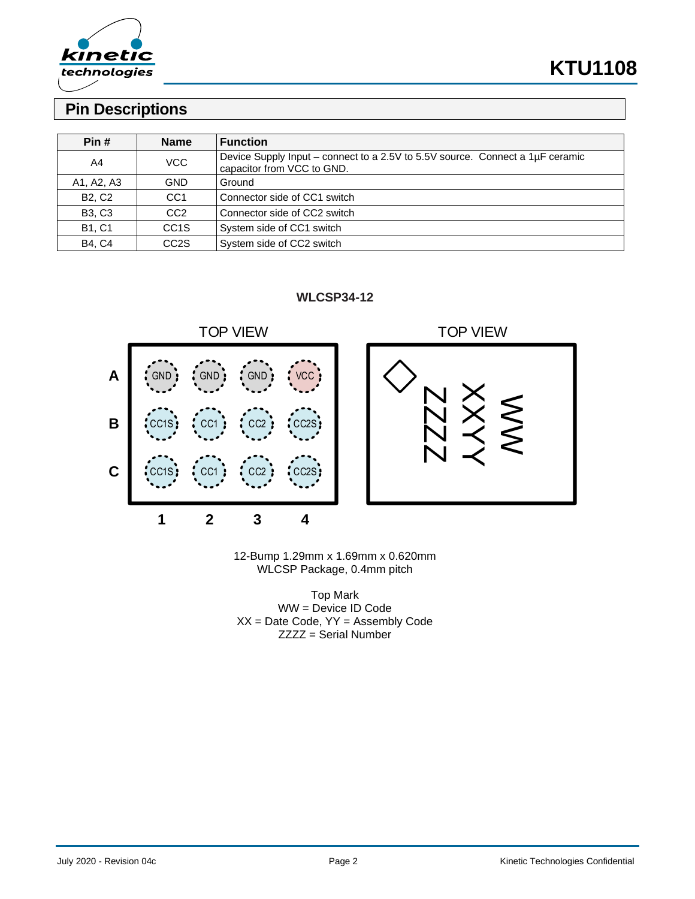## Pin Descriptions

| Pin # | Name | Function |
|---|---|---|
| A4 | VCC | Device Supply Input – connect to a 2.5V to 5.5V source. Connect a 1µF ceramic capacitor from VCC to GND. |
| A1, A2, A3 | GND | Ground |
| B2, C2 | CC1 | Connector side of CC1 switch |
| B3, C3 | CC2 | Connector side of CC2 switch |
| B1, C1 | CC1S | System side of CC1 switch |
| B4, C4 | CC2S | System side of CC2 switch |

**WLCSP34-12**

TOP VIEW

| | 1 | 2 | 3 | 4 |
|---|---|---|---|---|
| **A** | GND | GND | GND | VCC |
| **B** | CC1S | CC1 | CC2 | CC2S |
| **C** | CC1S | CC1 | CC2 | CC2S |

TOP VIEW

ZZZZ XXYY WW

12-Bump 1.29mm x 1.69mm x 0.620mm
WLCSP Package, 0.4mm pitch

Top Mark
WW = Device ID Code
XX = Date Code, YY = Assembly Code
ZZZZ = Serial Number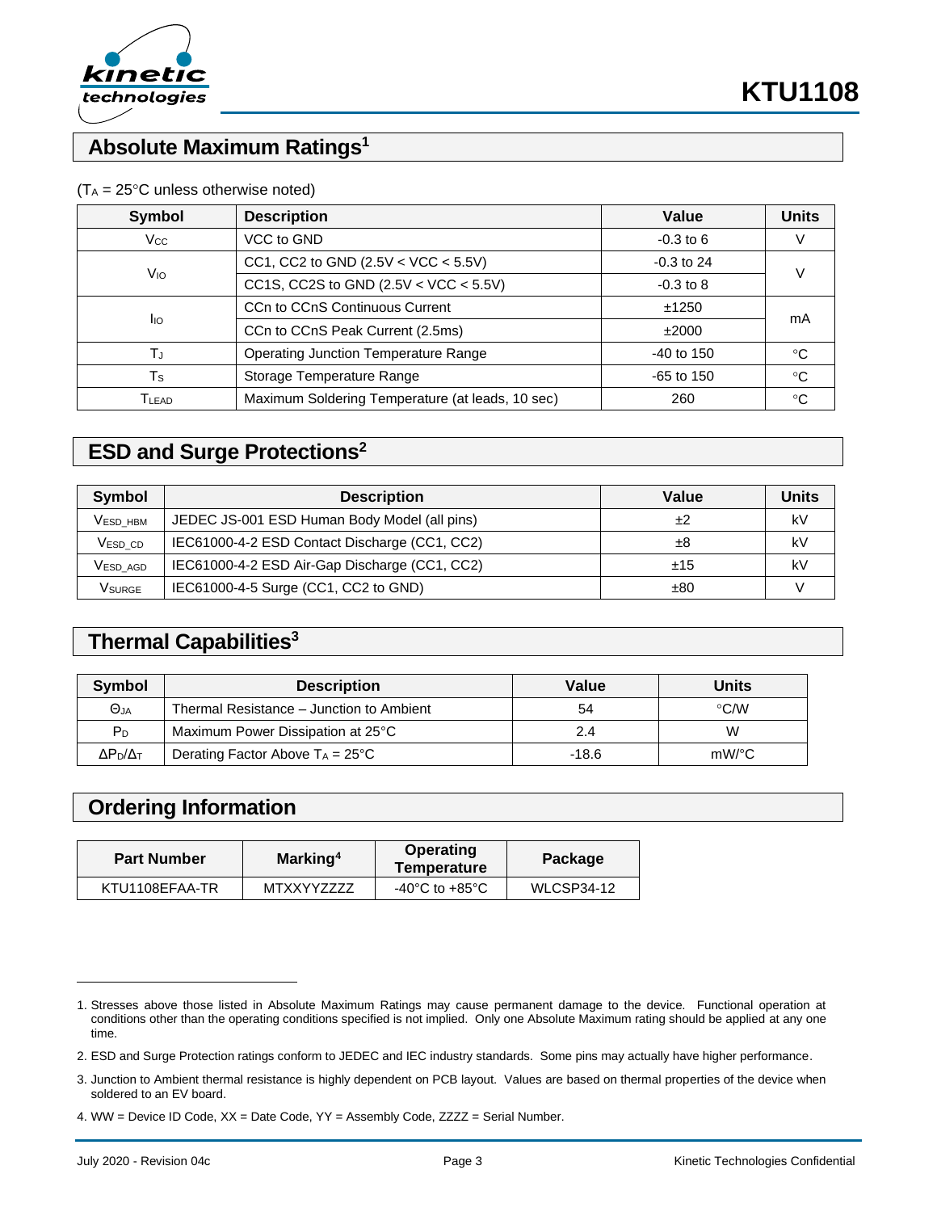## Absolute Maximum Ratings[1]

($T_A$ = 25°C unless otherwise noted)

| Symbol | Description | Value | Units |
|---|---|---|---|
| $V_{CC}$ | VCC to GND | -0.3 to 6 | V |
| $V_{IO}$ | CC1, CC2 to GND (2.5V < VCC < 5.5V) | -0.3 to 24 | V |
| | CC1S, CC2S to GND (2.5V < VCC < 5.5V) | -0.3 to 8 | |
| $I_{IO}$ | CCn to CCnS Continuous Current | ±1250 | mA |
| | CCn to CCnS Peak Current (2.5ms) | ±2000 | |
| $T_J$ | Operating Junction Temperature Range | -40 to 150 | °C |
| $T_S$ | Storage Temperature Range | -65 to 150 | °C |
| $T_{LEAD}$ | Maximum Soldering Temperature (at leads, 10 sec) | 260 | °C |

## ESD and Surge Protections[2]

| Symbol | Description | Value | Units |
|---|---|---|---|
| $V_{ESD\_HBM}$ | JEDEC JS-001 ESD Human Body Model (all pins) | ±2 | kV |
| $V_{ESD\_CD}$ | IEC61000-4-2 ESD Contact Discharge (CC1, CC2) | ±8 | kV |
| $V_{ESD\_AGD}$ | IEC61000-4-2 ESD Air-Gap Discharge (CC1, CC2) | ±15 | kV |
| $V_{SURGE}$ | IEC61000-4-5 Surge (CC1, CC2 to GND) | ±80 | V |

## Thermal Capabilities[3]

| Symbol | Description | Value | Units |
|---|---|---|---|
| $\Theta_{JA}$ | Thermal Resistance – Junction to Ambient | 54 | °C/W |
| $P_D$ | Maximum Power Dissipation at 25°C | 2.4 | W |
| $\Delta P_D/\Delta_T$ | Derating Factor Above $T_A$ = 25°C | -18.6 | mW/°C |

## Ordering Information

| Part Number | Marking[4] | Operating Temperature | Package |
|---|---|---|---|
| KTU1108EFAA-TR | MTXXYYZZZZ | -40°C to +85°C | WLCSP34-12 |

1. Stresses above those listed in Absolute Maximum Ratings may cause permanent damage to the device. Functional operation at conditions other than the operating conditions specified is not implied. Only one Absolute Maximum rating should be applied at any one time.
2. ESD and Surge Protection ratings conform to JEDEC and IEC industry standards. Some pins may actually have higher performance.
3. Junction to Ambient thermal resistance is highly dependent on PCB layout. Values are based on thermal properties of the device when soldered to an EV board.
4. WW = Device ID Code, XX = Date Code, YY = Assembly Code, ZZZZ = Serial Number.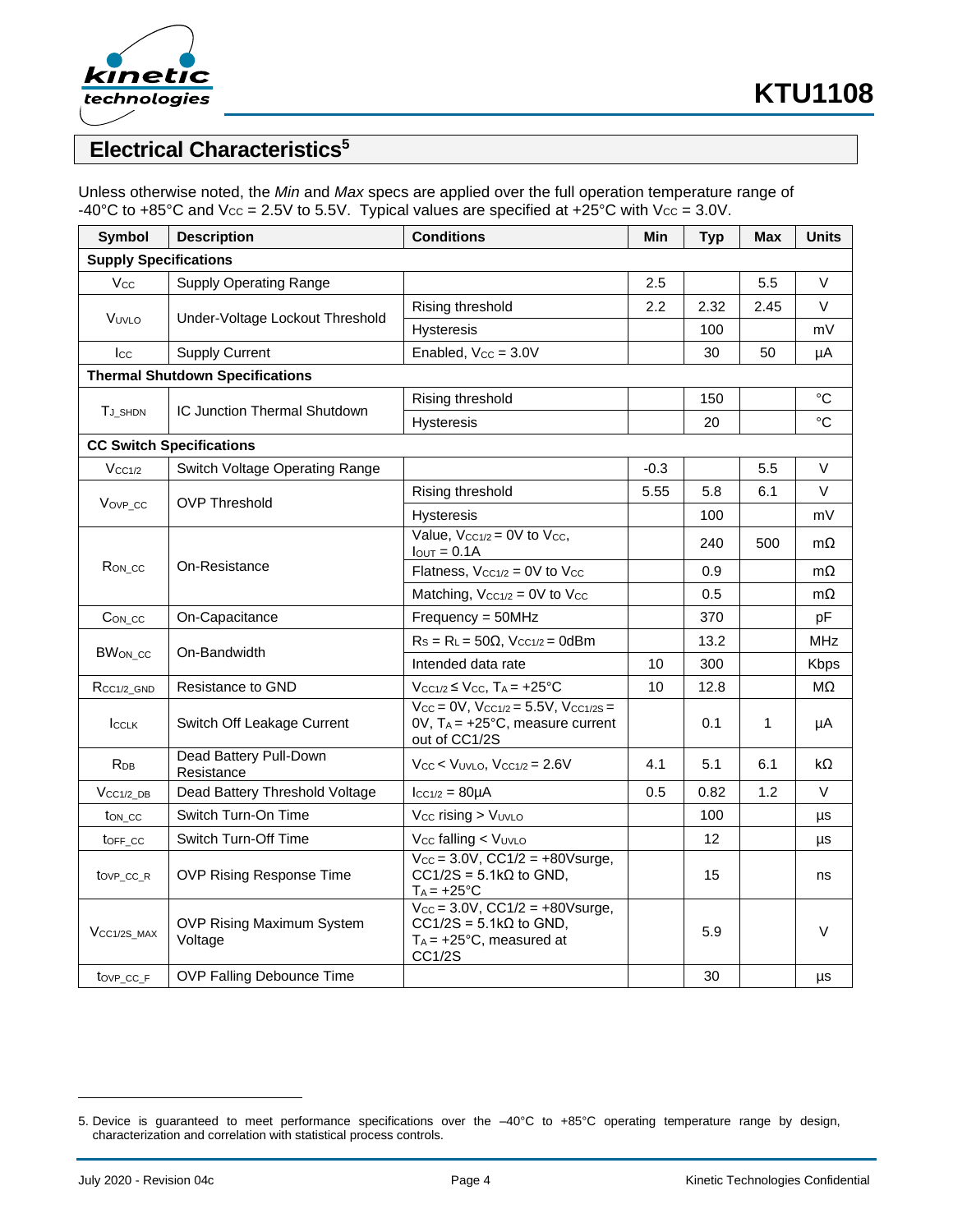## Electrical Characteristics[5]

Unless otherwise noted, the *Min* and *Max* specs are applied over the full operation temperature range of -40°C to +85°C and $V_{CC}$ = 2.5V to 5.5V. Typical values are specified at +25°C with $V_{CC}$ = 3.0V.

| Symbol | Description | Conditions | Min | Typ | Max | Units |
|---|---|---|---|---|---|---|
| **Supply Specifications** | | | | | | |
| $V_{CC}$ | Supply Operating Range | | 2.5 | | 5.5 | V |
| $V_{UVLO}$ | Under-Voltage Lockout Threshold | Rising threshold | 2.2 | 2.32 | 2.45 | V |
| | | Hysteresis | | 100 | | mV |
| $I_{CC}$ | Supply Current | Enabled, $V_{CC}$ = 3.0V | | 30 | 50 | µA |
| **Thermal Shutdown Specifications** | | | | | | |
| $T_{J\_SHDN}$ | IC Junction Thermal Shutdown | Rising threshold | | 150 | | °C |
| | | Hysteresis | | 20 | | °C |
| **CC Switch Specifications** | | | | | | |
| $V_{CC1/2}$ | Switch Voltage Operating Range | | -0.3 | | 5.5 | V |
| $V_{OVP\_CC}$ | OVP Threshold | Rising threshold | 5.55 | 5.8 | 6.1 | V |
| | | Hysteresis | | 100 | | mV |
| $R_{ON\_CC}$ | On-Resistance | Value, $V_{CC1/2}$ = 0V to $V_{CC}$, $I_{OUT}$ = 0.1A | | 240 | 500 | mΩ |
| | | Flatness, $V_{CC1/2}$ = 0V to $V_{CC}$ | | 0.9 | | mΩ |
| | | Matching, $V_{CC1/2}$ = 0V to $V_{CC}$ | | 0.5 | | mΩ |
| $C_{ON\_CC}$ | On-Capacitance | Frequency = 50MHz | | 370 | | pF |
| $BW_{ON\_CC}$ | On-Bandwidth | $R_S$ = $R_L$ = 50Ω, $V_{CC1/2}$ = 0dBm | | 13.2 | | MHz |
| | | Intended data rate | 10 | 300 | | Kbps |
| $R_{CC1/2\_GND}$ | Resistance to GND | $V_{CC1/2} \leq V_{CC}$, $T_A$ = +25°C | 10 | 12.8 | | MΩ |
| $I_{CCLK}$ | Switch Off Leakage Current | $V_{CC}$ = 0V, $V_{CC1/2}$ = 5.5V, $V_{CC1/2S}$ = 0V, $T_A$ = +25°C, measure current out of CC1/2S | | 0.1 | 1 | µA |
| $R_{DB}$ | Dead Battery Pull-Down Resistance | $V_{CC} < V_{UVLO}$, $V_{CC1/2}$ = 2.6V | 4.1 | 5.1 | 6.1 | kΩ |
| $V_{CC1/2\_DB}$ | Dead Battery Threshold Voltage | $I_{CC1/2}$ = 80µA | 0.5 | 0.82 | 1.2 | V |
| $t_{ON\_CC}$ | Switch Turn-On Time | $V_{CC}$ rising > $V_{UVLO}$ | | 100 | | µs |
| $t_{OFF\_CC}$ | Switch Turn-Off Time | $V_{CC}$ falling < $V_{UVLO}$ | | 12 | | µs |
| $t_{OVP\_CC\_R}$ | OVP Rising Response Time | $V_{CC}$ = 3.0V, CC1/2 = +80Vsurge, CC1/2S = 5.1kΩ to GND, $T_A$ = +25°C | | 15 | | ns |
| $V_{CC1/2S\_MAX}$ | OVP Rising Maximum System Voltage | $V_{CC}$ = 3.0V, CC1/2 = +80Vsurge, CC1/2S = 5.1kΩ to GND, $T_A$ = +25°C, measured at CC1/2S | | 5.9 | | V |
| $t_{OVP\_CC\_F}$ | OVP Falling Debounce Time | | | 30 | | µs |

5. Device is guaranteed to meet performance specifications over the –40°C to +85°C operating temperature range by design, characterization and correlation with statistical process controls.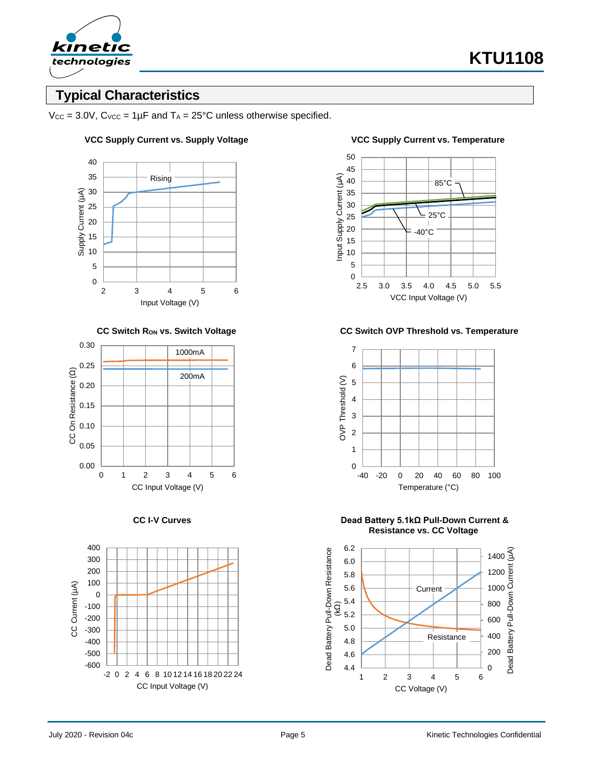## Typical Characteristics

$V_{CC}$ = 3.0V, $C_{VCC}$ = 1µF and $T_A$ = 25°C unless otherwise specified.

**VCC Supply Current vs. Supply Voltage**

**VCC Supply Current vs. Temperature**

**CC Switch $R_{ON}$ vs. Switch Voltage**

**CC Switch OVP Threshold vs. Temperature**

**CC I-V Curves**

**Dead Battery 5.1kΩ Pull-Down Current & Resistance vs. CC Voltage**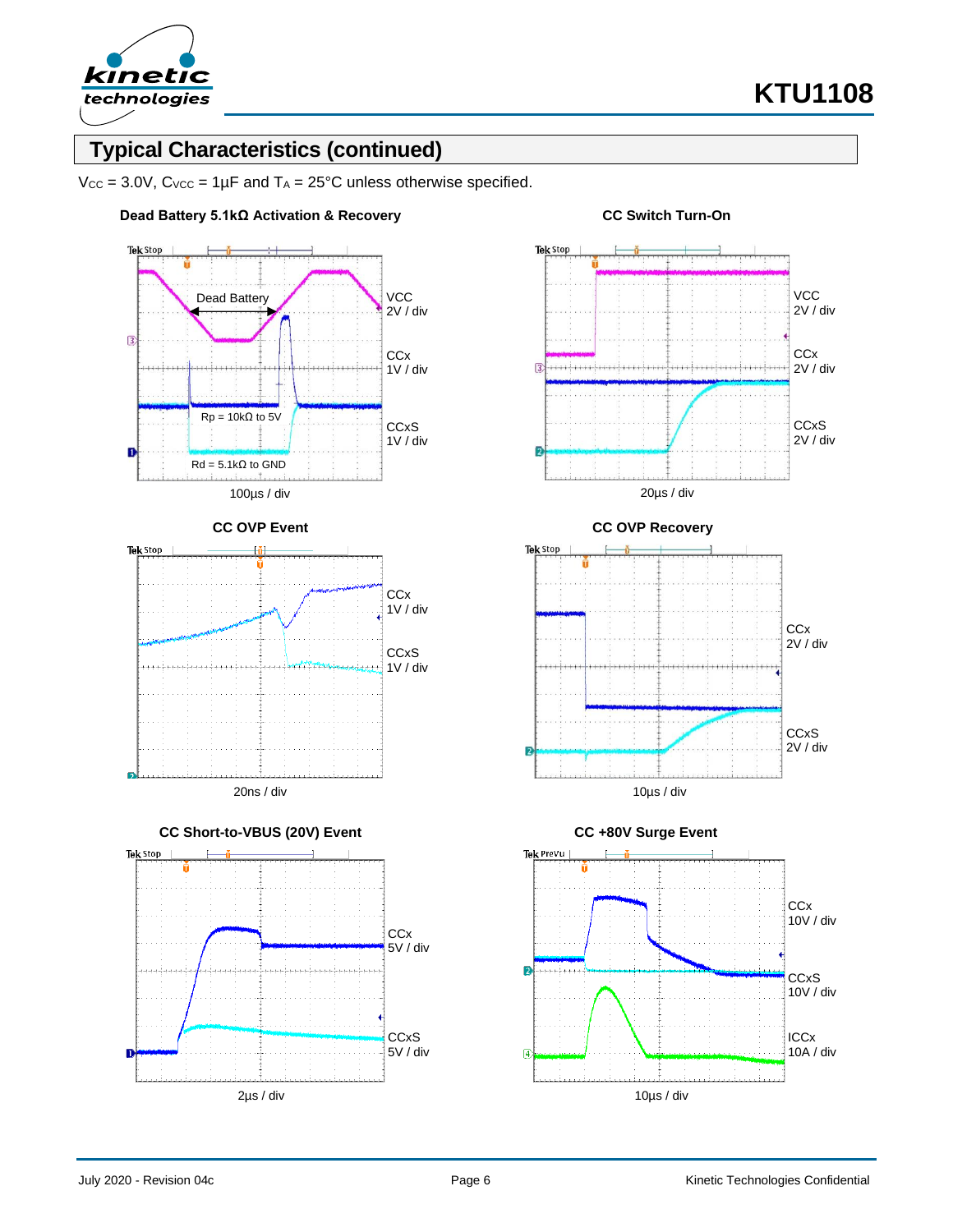## Typical Characteristics (continued)

$V_{CC}$ = 3.0V, $C_{VCC}$ = 1µF and $T_A$ = 25°C unless otherwise specified.

**Dead Battery 5.1kΩ Activation & Recovery**

Dead Battery

Rp = 10kΩ to 5V

Rd = 5.1kΩ to GND

VCC 2V / div

CCx 1V / div

CCxS 1V / div

100µs / div

**CC Switch Turn-On**

VCC 2V / div

CCx 2V / div

CCxS 2V / div

20µs / div

**CC OVP Event**

CCx 1V / div

CCxS 1V / div

20ns / div

**CC OVP Recovery**

CCx 2V / div

CCxS 2V / div

10µs / div

**CC Short-to-VBUS (20V) Event**

CCx 5V / div

CCxS 5V / div

2µs / div

**CC +80V Surge Event**

CCx 10V / div

CCxS 10V / div

ICCx 10A / div

10µs / div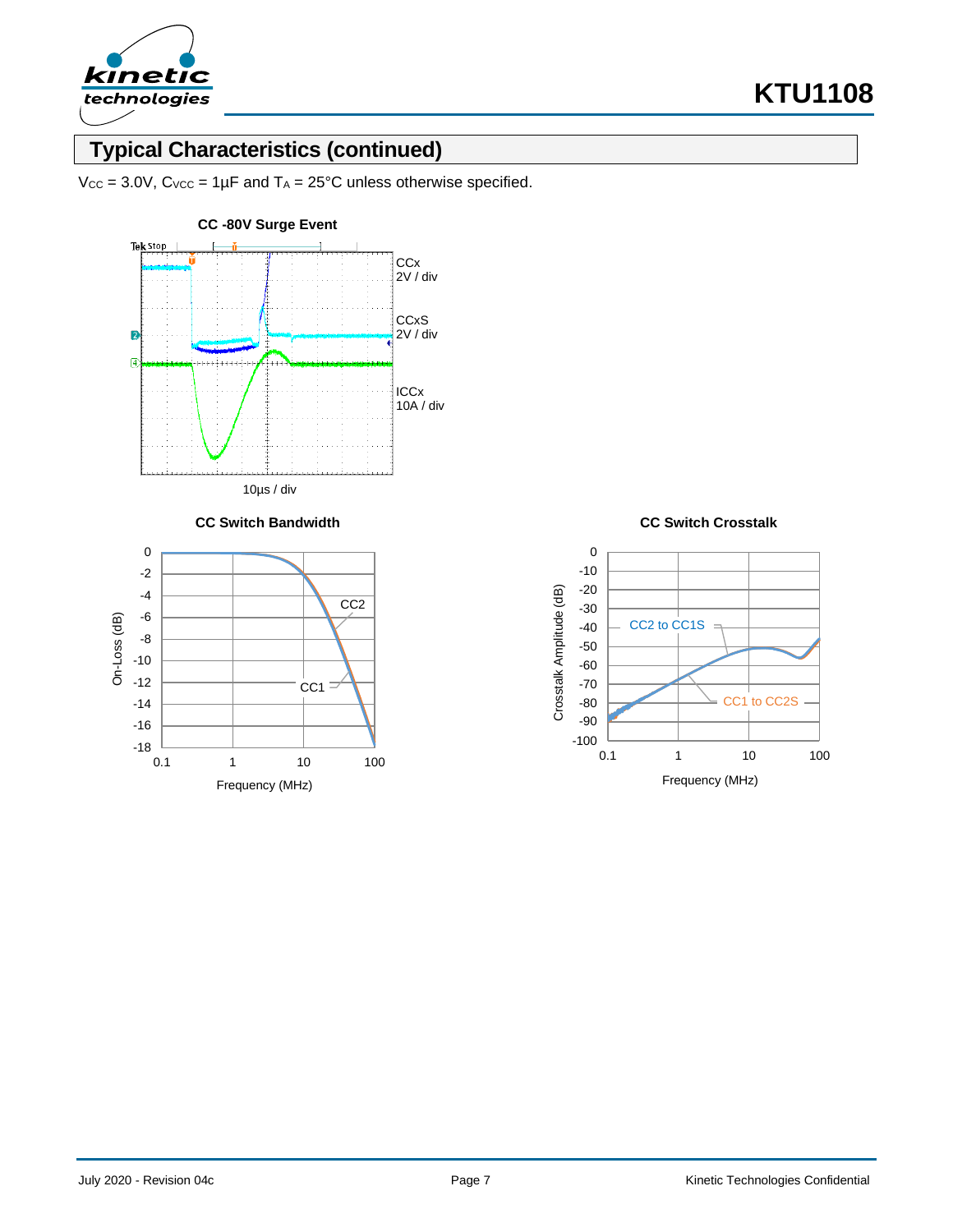## Typical Characteristics (continued)

$V_{CC}$ = 3.0V, $C_{VCC}$ = 1µF and $T_A$ = 25°C unless otherwise specified.

**CC -80V Surge Event**

CCx 2V / div

CCxS 2V / div

ICCx 10A / div

10µs / div

**CC Switch Bandwidth**

**CC Switch Crosstalk**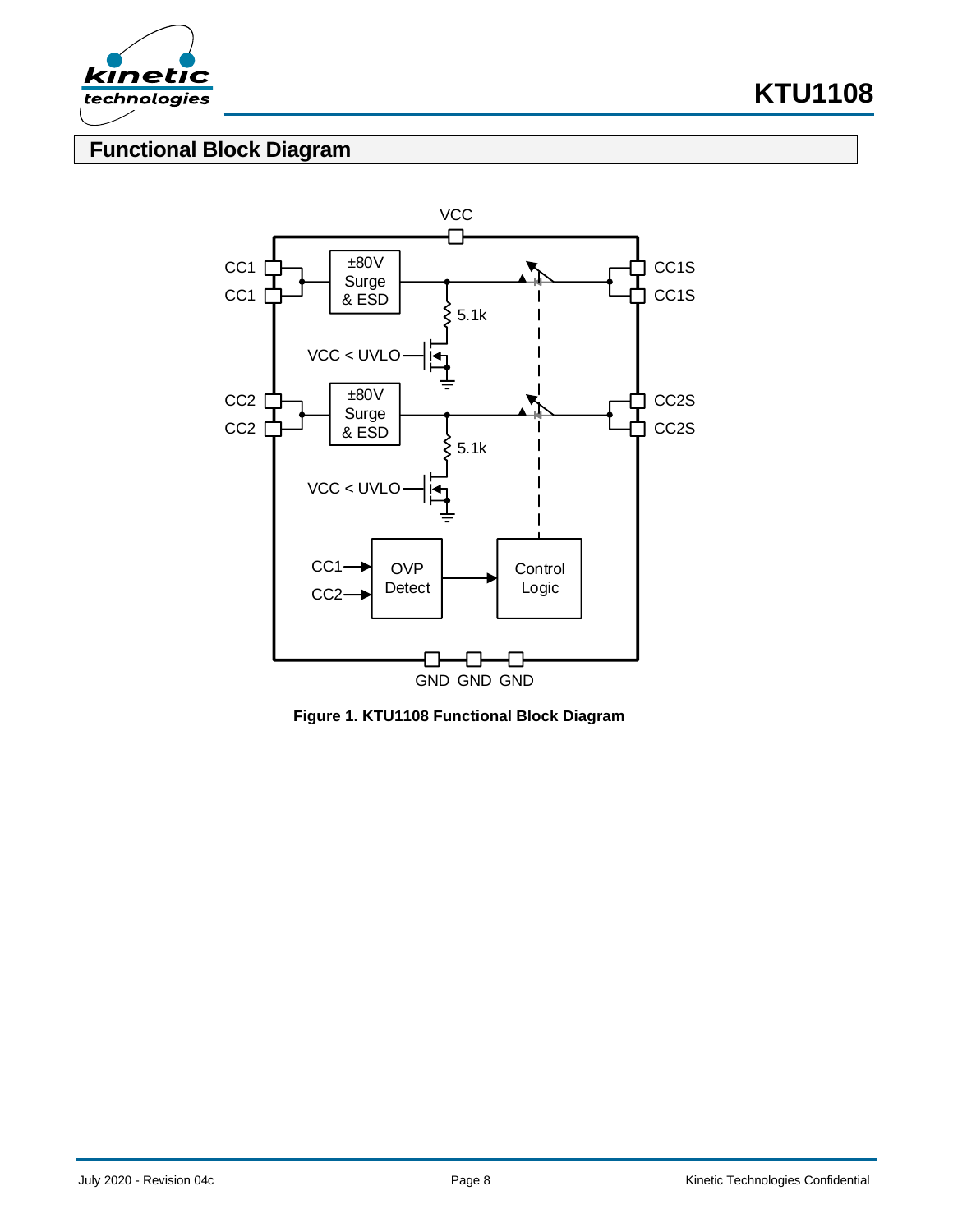## Functional Block Diagram

**Figure 1. KTU1108 Functional Block Diagram**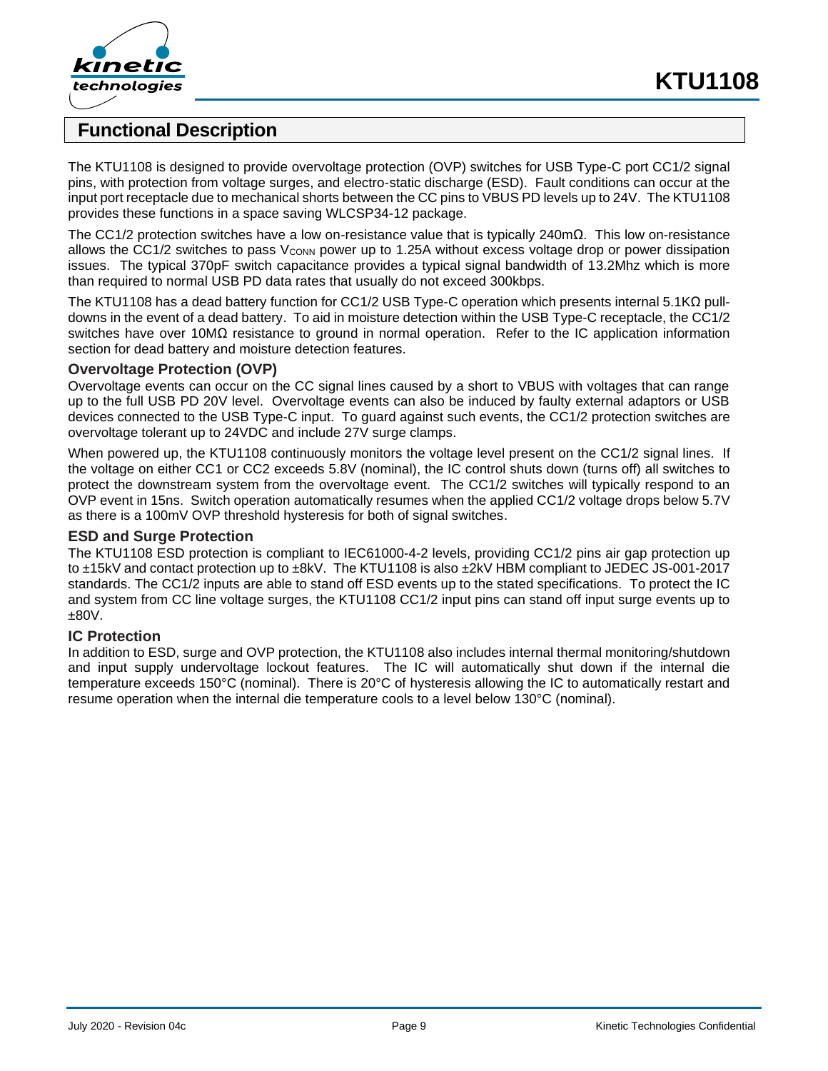## Functional Description

The KTU1108 is designed to provide overvoltage protection (OVP) switches for USB Type-C port CC1/2 signal pins, with protection from voltage surges, and electro-static discharge (ESD). Fault conditions can occur at the input port receptacle due to mechanical shorts between the CC pins to VBUS PD levels up to 24V. The KTU1108 provides these functions in a space saving WLCSP34-12 package.

The CC1/2 protection switches have a low on-resistance value that is typically 240mΩ. This low on-resistance allows the CC1/2 switches to pass $V_{CONN}$ power up to 1.25A without excess voltage drop or power dissipation issues. The typical 370pF switch capacitance provides a typical signal bandwidth of 13.2Mhz which is more than required to normal USB PD data rates that usually do not exceed 300kbps.

The KTU1108 has a dead battery function for CC1/2 USB Type-C operation which presents internal 5.1KΩ pull-downs in the event of a dead battery. To aid in moisture detection within the USB Type-C receptacle, the CC1/2 switches have over 10MΩ resistance to ground in normal operation. Refer to the IC application information section for dead battery and moisture detection features.

### Overvoltage Protection (OVP)

Overvoltage events can occur on the CC signal lines caused by a short to VBUS with voltages that can range up to the full USB PD 20V level. Overvoltage events can also be induced by faulty external adaptors or USB devices connected to the USB Type-C input. To guard against such events, the CC1/2 protection switches are overvoltage tolerant up to 24VDC and include 27V surge clamps.

When powered up, the KTU1108 continuously monitors the voltage level present on the CC1/2 signal lines. If the voltage on either CC1 or CC2 exceeds 5.8V (nominal), the IC control shuts down (turns off) all switches to protect the downstream system from the overvoltage event. The CC1/2 switches will typically respond to an OVP event in 15ns. Switch operation automatically resumes when the applied CC1/2 voltage drops below 5.7V as there is a 100mV OVP threshold hysteresis for both of signal switches.

### ESD and Surge Protection

The KTU1108 ESD protection is compliant to IEC61000-4-2 levels, providing CC1/2 pins air gap protection up to ±15kV and contact protection up to ±8kV. The KTU1108 is also ±2kV HBM compliant to JEDEC JS-001-2017 standards. The CC1/2 inputs are able to stand off ESD events up to the stated specifications. To protect the IC and system from CC line voltage surges, the KTU1108 CC1/2 input pins can stand off input surge events up to ±80V.

### IC Protection

In addition to ESD, surge and OVP protection, the KTU1108 also includes internal thermal monitoring/shutdown and input supply undervoltage lockout features. The IC will automatically shut down if the internal die temperature exceeds 150°C (nominal). There is 20°C of hysteresis allowing the IC to automatically restart and resume operation when the internal die temperature cools to a level below 130°C (nominal).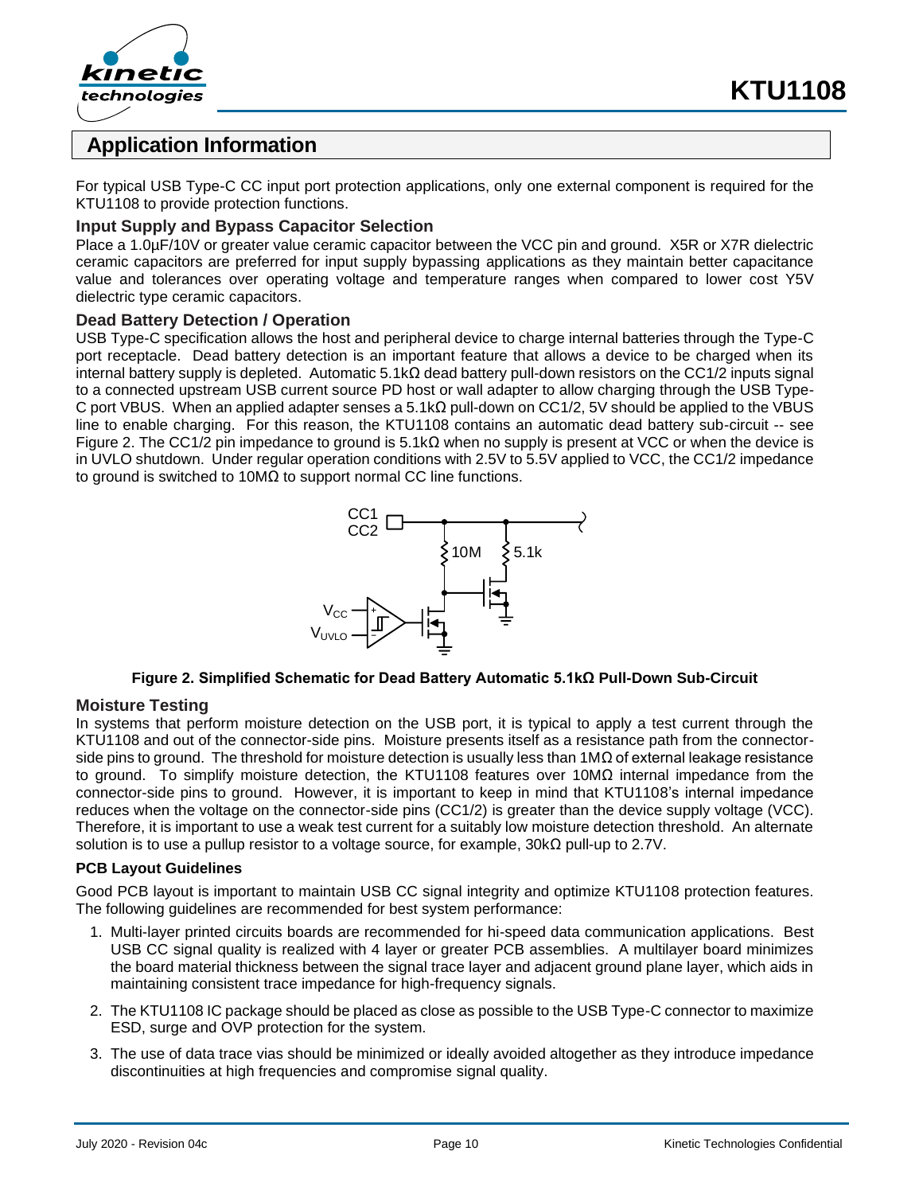## Application Information

For typical USB Type-C CC input port protection applications, only one external component is required for the KTU1108 to provide protection functions.

### Input Supply and Bypass Capacitor Selection

Place a 1.0µF/10V or greater value ceramic capacitor between the VCC pin and ground. X5R or X7R dielectric ceramic capacitors are preferred for input supply bypassing applications as they maintain better capacitance value and tolerances over operating voltage and temperature ranges when compared to lower cost Y5V dielectric type ceramic capacitors.

### Dead Battery Detection / Operation

USB Type-C specification allows the host and peripheral device to charge internal batteries through the Type-C port receptacle. Dead battery detection is an important feature that allows a device to be charged when its internal battery supply is depleted. Automatic 5.1kΩ dead battery pull-down resistors on the CC1/2 inputs signal to a connected upstream USB current source PD host or wall adapter to allow charging through the USB Type-C port VBUS. When an applied adapter senses a 5.1kΩ pull-down on CC1/2, 5V should be applied to the VBUS line to enable charging. For this reason, the KTU1108 contains an automatic dead battery sub-circuit -- see Figure 2. The CC1/2 pin impedance to ground is 5.1kΩ when no supply is present at VCC or when the device is in UVLO shutdown. Under regular operation conditions with 2.5V to 5.5V applied to VCC, the CC1/2 impedance to ground is switched to 10MΩ to support normal CC line functions.

**Figure 2. Simplified Schematic for Dead Battery Automatic 5.1kΩ Pull-Down Sub-Circuit**

### Moisture Testing

In systems that perform moisture detection on the USB port, it is typical to apply a test current through the KTU1108 and out of the connector-side pins. Moisture presents itself as a resistance path from the connector-side pins to ground. The threshold for moisture detection is usually less than 1MΩ of external leakage resistance to ground. To simplify moisture detection, the KTU1108 features over 10MΩ internal impedance from the connector-side pins to ground. However, it is important to keep in mind that KTU1108's internal impedance reduces when the voltage on the connector-side pins (CC1/2) is greater than the device supply voltage (VCC). Therefore, it is important to use a weak test current for a suitably low moisture detection threshold. An alternate solution is to use a pullup resistor to a voltage source, for example, 30kΩ pull-up to 2.7V.

#### PCB Layout Guidelines

Good PCB layout is important to maintain USB CC signal integrity and optimize KTU1108 protection features. The following guidelines are recommended for best system performance:

1. Multi-layer printed circuits boards are recommended for hi-speed data communication applications. Best USB CC signal quality is realized with 4 layer or greater PCB assemblies. A multilayer board minimizes the board material thickness between the signal trace layer and adjacent ground plane layer, which aids in maintaining consistent trace impedance for high-frequency signals.
2. The KTU1108 IC package should be placed as close as possible to the USB Type-C connector to maximize ESD, surge and OVP protection for the system.
3. The use of data trace vias should be minimized or ideally avoided altogether as they introduce impedance discontinuities at high frequencies and compromise signal quality.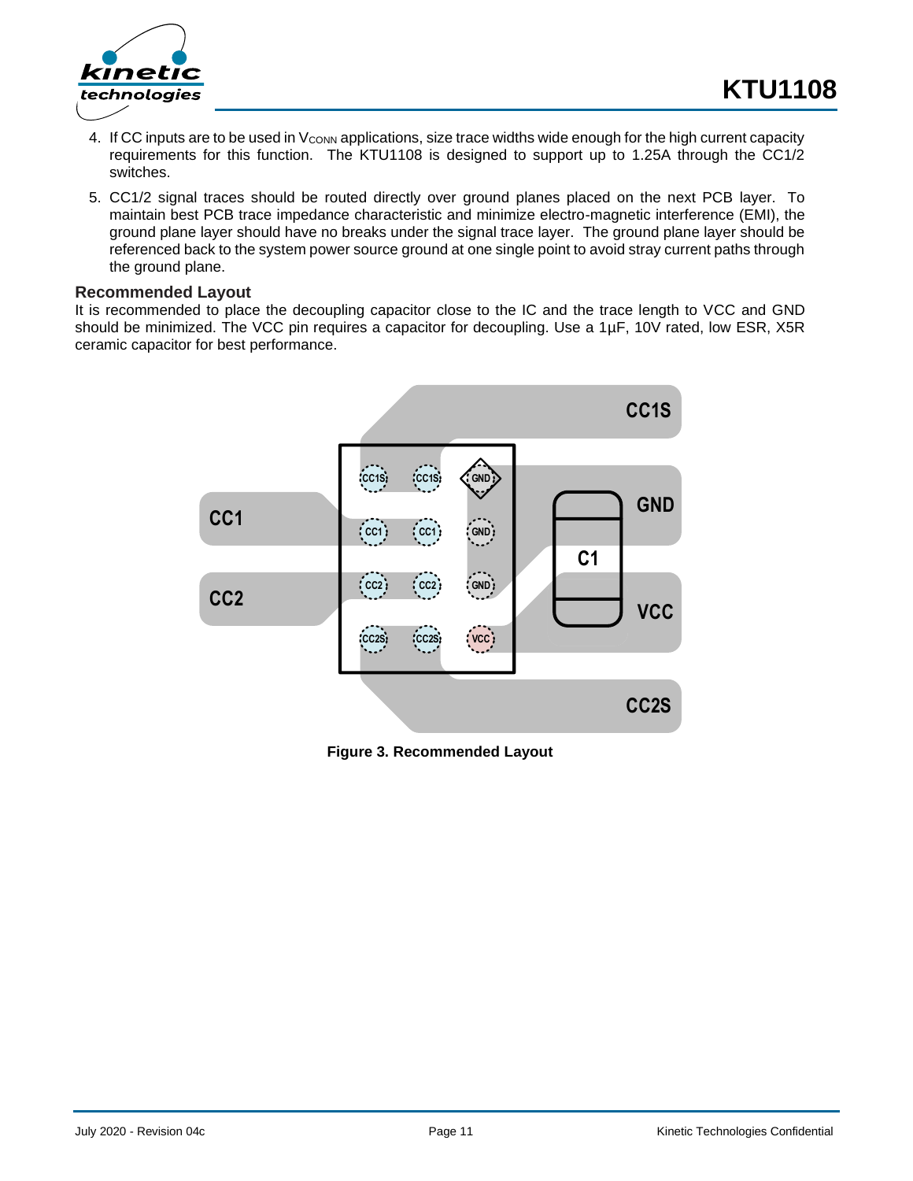4. If CC inputs are to be used in $V_{CONN}$ applications, size trace widths wide enough for the high current capacity requirements for this function. The KTU1108 is designed to support up to 1.25A through the CC1/2 switches.
5. CC1/2 signal traces should be routed directly over ground planes placed on the next PCB layer. To maintain best PCB trace impedance characteristic and minimize electro-magnetic interference (EMI), the ground plane layer should have no breaks under the signal trace layer. The ground plane layer should be referenced back to the system power source ground at one single point to avoid stray current paths through the ground plane.

### Recommended Layout

It is recommended to place the decoupling capacitor close to the IC and the trace length to VCC and GND should be minimized. The VCC pin requires a capacitor for decoupling. Use a 1µF, 10V rated, low ESR, X5R ceramic capacitor for best performance.

**Figure 3. Recommended Layout**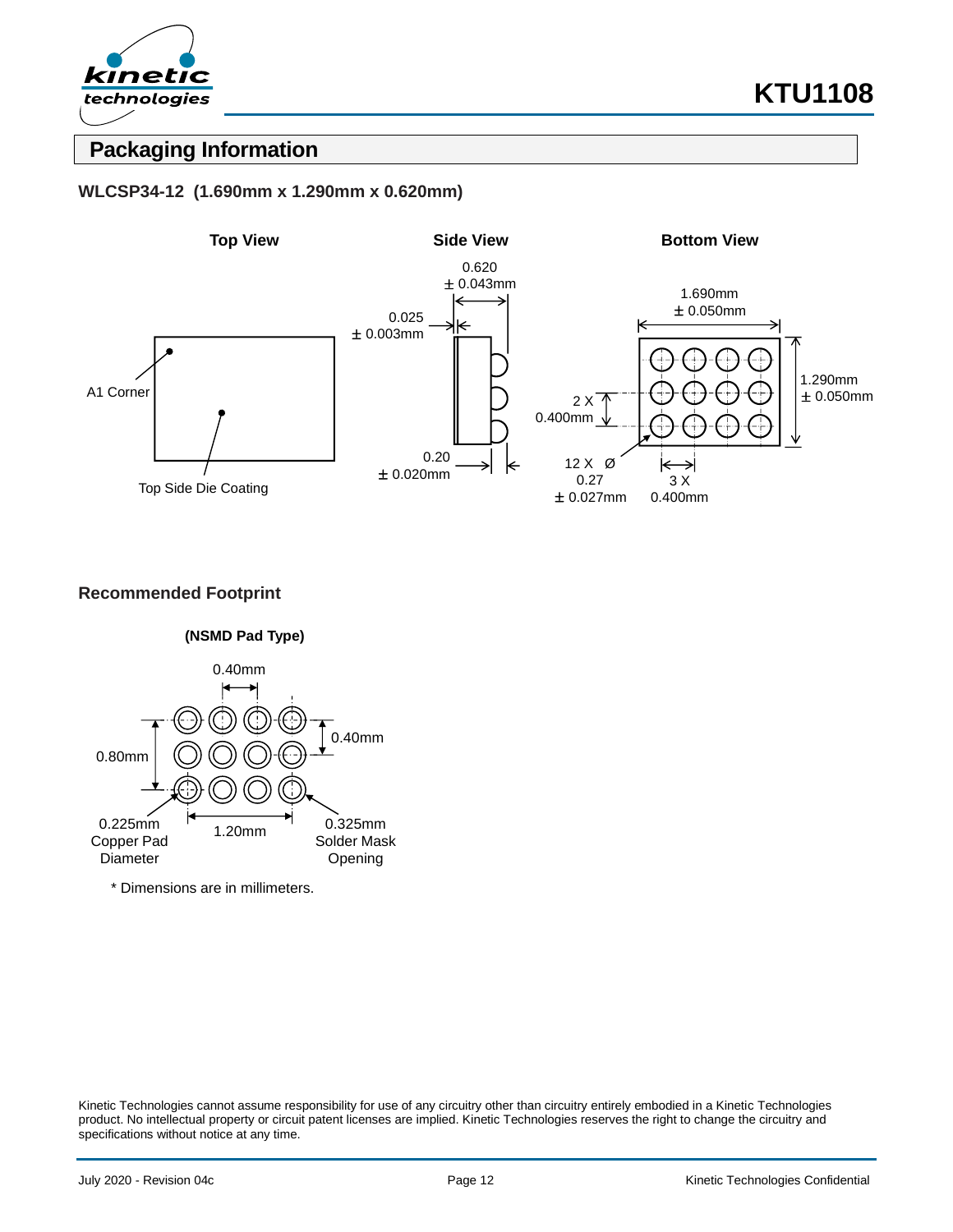## Packaging Information

### WLCSP34-12 (1.690mm x 1.290mm x 0.620mm)

**Top View**

A1 Corner

Top Side Die Coating

**Side View**

0.620 ± 0.043mm

0.025 ± 0.003mm

0.20 ± 0.020mm

**Bottom View**

1.690mm ± 0.050mm

1.290mm ± 0.050mm

2 X 0.400mm

12 X Ø 0.27 ± 0.027mm

3 X 0.400mm

### Recommended Footprint

**(NSMD Pad Type)**

0.40mm

0.40mm

0.80mm

1.20mm

0.225mm Copper Pad Diameter

0.325mm Solder Mask Opening

\* Dimensions are in millimeters.

Kinetic Technologies cannot assume responsibility for use of any circuitry other than circuitry entirely embodied in a Kinetic Technologies product. No intellectual property or circuit patent licenses are implied. Kinetic Technologies reserves the right to change the circuitry and specifications without notice at any time.